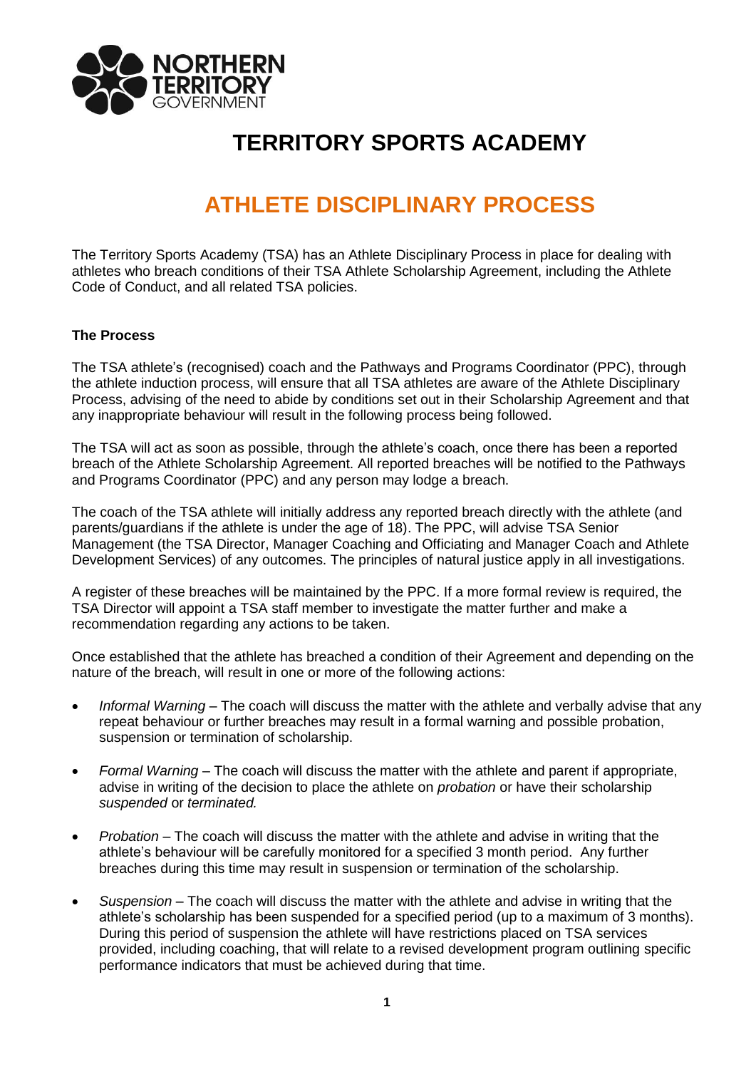NORTHERN TERRITORY GOVERNMENT

# TERRITORY SPORTS ACADEMY

# ATHLETE DISCIPLINARY PROCESS

The Territory Sports Academy (TSA) has an Athlete Disciplinary Process in place for dealing with athletes who breach conditions of their TSA Athlete Scholarship Agreement, including the Athlete Code of Conduct, and all related TSA policies.

**The Process**

The TSA athlete's (recognised) coach and the Pathways and Programs Coordinator (PPC), through the athlete induction process, will ensure that all TSA athletes are aware of the Athlete Disciplinary Process, advising of the need to abide by conditions set out in their Scholarship Agreement and that any inappropriate behaviour will result in the following process being followed.

The TSA will act as soon as possible, through the athlete's coach, once there has been a reported breach of the Athlete Scholarship Agreement. All reported breaches will be notified to the Pathways and Programs Coordinator (PPC) and any person may lodge a breach.

The coach of the TSA athlete will initially address any reported breach directly with the athlete (and parents/guardians if the athlete is under the age of 18). The PPC, will advise TSA Senior Management (the TSA Director, Manager Coaching and Officiating and Manager Coach and Athlete Development Services) of any outcomes. The principles of natural justice apply in all investigations.

A register of these breaches will be maintained by the PPC. If a more formal review is required, the TSA Director will appoint a TSA staff member to investigate the matter further and make a recommendation regarding any actions to be taken.

Once established that the athlete has breached a condition of their Agreement and depending on the nature of the breach, will result in one or more of the following actions:

- *Informal Warning* – The coach will discuss the matter with the athlete and verbally advise that any repeat behaviour or further breaches may result in a formal warning and possible probation, suspension or termination of scholarship.
- *Formal Warning* – The coach will discuss the matter with the athlete and parent if appropriate, advise in writing of the decision to place the athlete on *probation* or have their scholarship *suspended* or *terminated.*
- *Probation* – The coach will discuss the matter with the athlete and advise in writing that the athlete's behaviour will be carefully monitored for a specified 3 month period. Any further breaches during this time may result in suspension or termination of the scholarship.
- *Suspension* – The coach will discuss the matter with the athlete and advise in writing that the athlete's scholarship has been suspended for a specified period (up to a maximum of 3 months). During this period of suspension the athlete will have restrictions placed on TSA services provided, including coaching, that will relate to a revised development program outlining specific performance indicators that must be achieved during that time.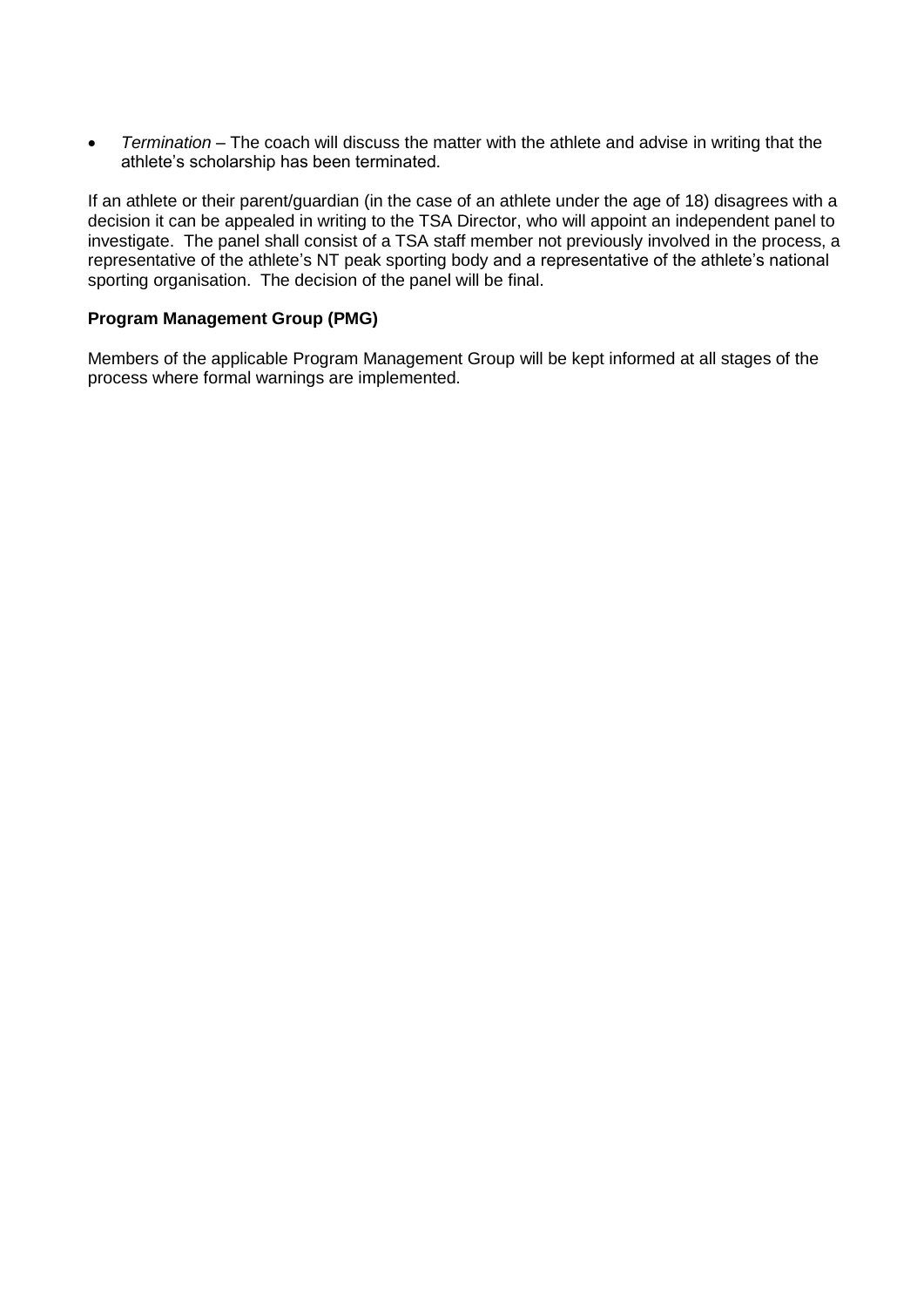- *Termination* – The coach will discuss the matter with the athlete and advise in writing that the athlete's scholarship has been terminated.

If an athlete or their parent/guardian (in the case of an athlete under the age of 18) disagrees with a decision it can be appealed in writing to the TSA Director, who will appoint an independent panel to investigate. The panel shall consist of a TSA staff member not previously involved in the process, a representative of the athlete's NT peak sporting body and a representative of the athlete's national sporting organisation. The decision of the panel will be final.

**Program Management Group (PMG)**

Members of the applicable Program Management Group will be kept informed at all stages of the process where formal warnings are implemented.